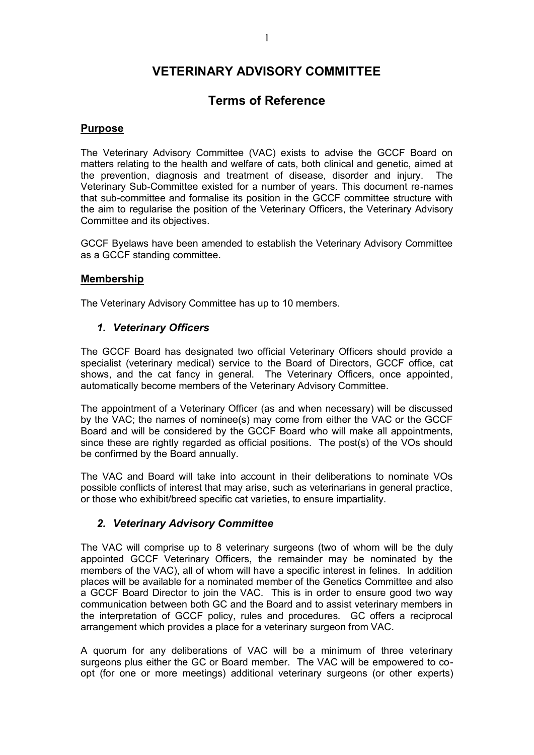# VETERINARY ADVISORY COMMITTEE

## Terms of Reference

### Purpose

The Veterinary Advisory Committee (VAC) exists to advise the GCCF Board on matters relating to the health and welfare of cats, both clinical and genetic, aimed at the prevention, diagnosis and treatment of disease, disorder and injury. The Veterinary Sub-Committee existed for a number of years. This document re-names that sub-committee and formalise its position in the GCCF committee structure with the aim to regularise the position of the Veterinary Officers, the Veterinary Advisory Committee and its objectives.

GCCF Byelaws have been amended to establish the Veterinary Advisory Committee as a GCCF standing committee.

### Membership

The Veterinary Advisory Committee has up to 10 members.

#### *1. Veterinary Officers*

The GCCF Board has designated two official Veterinary Officers should provide a specialist (veterinary medical) service to the Board of Directors, GCCF office, cat shows, and the cat fancy in general. The Veterinary Officers, once appointed, automatically become members of the Veterinary Advisory Committee.

The appointment of a Veterinary Officer (as and when necessary) will be discussed by the VAC; the names of nominee(s) may come from either the VAC or the GCCF Board and will be considered by the GCCF Board who will make all appointments, since these are rightly regarded as official positions. The post(s) of the VOs should be confirmed by the Board annually.

The VAC and Board will take into account in their deliberations to nominate VOs possible conflicts of interest that may arise, such as veterinarians in general practice, or those who exhibit/breed specific cat varieties, to ensure impartiality.

#### *2. Veterinary Advisory Committee*

The VAC will comprise up to 8 veterinary surgeons (two of whom will be the duly appointed GCCF Veterinary Officers, the remainder may be nominated by the members of the VAC), all of whom will have a specific interest in felines. In addition places will be available for a nominated member of the Genetics Committee and also a GCCF Board Director to join the VAC. This is in order to ensure good two way communication between both GC and the Board and to assist veterinary members in the interpretation of GCCF policy, rules and procedures. GC offers a reciprocal arrangement which provides a place for a veterinary surgeon from VAC.

A quorum for any deliberations of VAC will be a minimum of three veterinary surgeons plus either the GC or Board member. The VAC will be empowered to co-opt (for one or more meetings) additional veterinary surgeons (or other experts)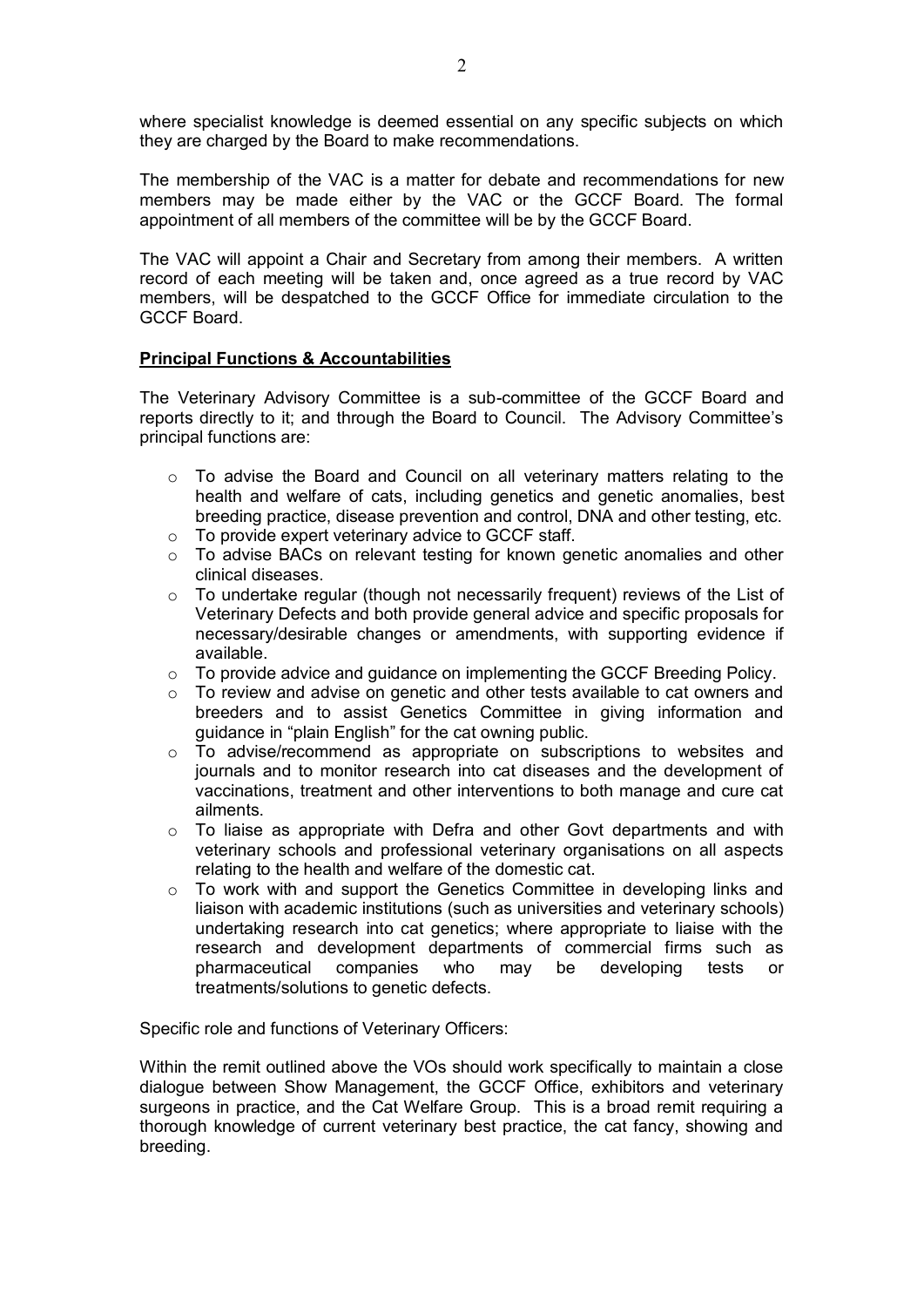where specialist knowledge is deemed essential on any specific subjects on which they are charged by the Board to make recommendations.

The membership of the VAC is a matter for debate and recommendations for new members may be made either by the VAC or the GCCF Board. The formal appointment of all members of the committee will be by the GCCF Board.

The VAC will appoint a Chair and Secretary from among their members. A written record of each meeting will be taken and, once agreed as a true record by VAC members, will be despatched to the GCCF Office for immediate circulation to the GCCF Board.

**Principal Functions & Accountabilities**

The Veterinary Advisory Committee is a sub-committee of the GCCF Board and reports directly to it; and through the Board to Council. The Advisory Committee's principal functions are:

- To advise the Board and Council on all veterinary matters relating to the health and welfare of cats, including genetics and genetic anomalies, best breeding practice, disease prevention and control, DNA and other testing, etc.
- To provide expert veterinary advice to GCCF staff.
- To advise BACs on relevant testing for known genetic anomalies and other clinical diseases.
- To undertake regular (though not necessarily frequent) reviews of the List of Veterinary Defects and both provide general advice and specific proposals for necessary/desirable changes or amendments, with supporting evidence if available.
- To provide advice and guidance on implementing the GCCF Breeding Policy.
- To review and advise on genetic and other tests available to cat owners and breeders and to assist Genetics Committee in giving information and guidance in "plain English" for the cat owning public.
- To advise/recommend as appropriate on subscriptions to websites and journals and to monitor research into cat diseases and the development of vaccinations, treatment and other interventions to both manage and cure cat ailments.
- To liaise as appropriate with Defra and other Govt departments and with veterinary schools and professional veterinary organisations on all aspects relating to the health and welfare of the domestic cat.
- To work with and support the Genetics Committee in developing links and liaison with academic institutions (such as universities and veterinary schools) undertaking research into cat genetics; where appropriate to liaise with the research and development departments of commercial firms such as pharmaceutical companies who may be developing tests or treatments/solutions to genetic defects.

Specific role and functions of Veterinary Officers:

Within the remit outlined above the VOs should work specifically to maintain a close dialogue between Show Management, the GCCF Office, exhibitors and veterinary surgeons in practice, and the Cat Welfare Group. This is a broad remit requiring a thorough knowledge of current veterinary best practice, the cat fancy, showing and breeding.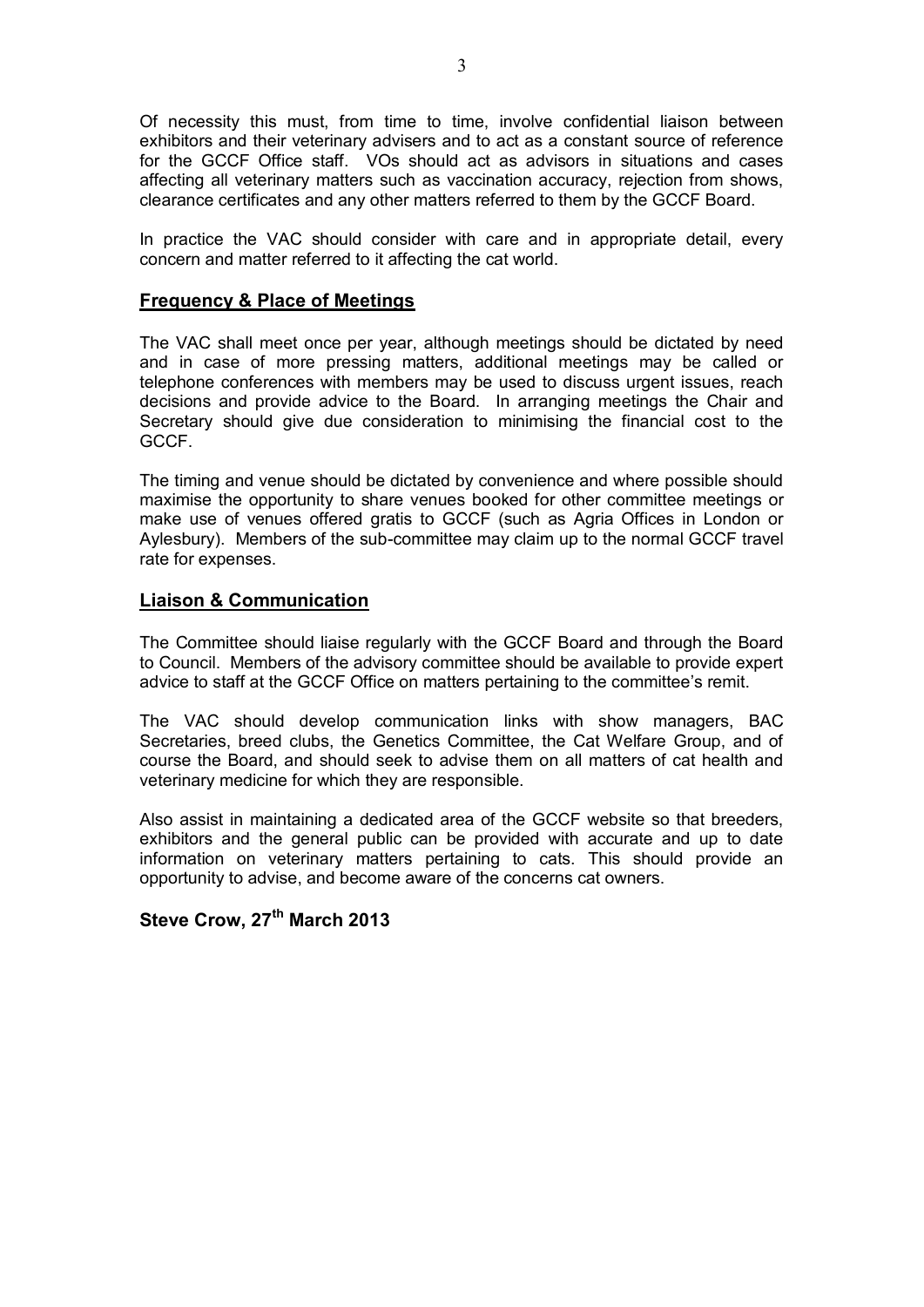Of necessity this must, from time to time, involve confidential liaison between exhibitors and their veterinary advisers and to act as a constant source of reference for the GCCF Office staff. VOs should act as advisors in situations and cases affecting all veterinary matters such as vaccination accuracy, rejection from shows, clearance certificates and any other matters referred to them by the GCCF Board.

In practice the VAC should consider with care and in appropriate detail, every concern and matter referred to it affecting the cat world.

## Frequency & Place of Meetings

The VAC shall meet once per year, although meetings should be dictated by need and in case of more pressing matters, additional meetings may be called or telephone conferences with members may be used to discuss urgent issues, reach decisions and provide advice to the Board. In arranging meetings the Chair and Secretary should give due consideration to minimising the financial cost to the GCCF.

The timing and venue should be dictated by convenience and where possible should maximise the opportunity to share venues booked for other committee meetings or make use of venues offered gratis to GCCF (such as Agria Offices in London or Aylesbury). Members of the sub-committee may claim up to the normal GCCF travel rate for expenses.

## Liaison & Communication

The Committee should liaise regularly with the GCCF Board and through the Board to Council. Members of the advisory committee should be available to provide expert advice to staff at the GCCF Office on matters pertaining to the committee's remit.

The VAC should develop communication links with show managers, BAC Secretaries, breed clubs, the Genetics Committee, the Cat Welfare Group, and of course the Board, and should seek to advise them on all matters of cat health and veterinary medicine for which they are responsible.

Also assist in maintaining a dedicated area of the GCCF website so that breeders, exhibitors and the general public can be provided with accurate and up to date information on veterinary matters pertaining to cats. This should provide an opportunity to advise, and become aware of the concerns cat owners.

**Steve Crow, 27th March 2013**